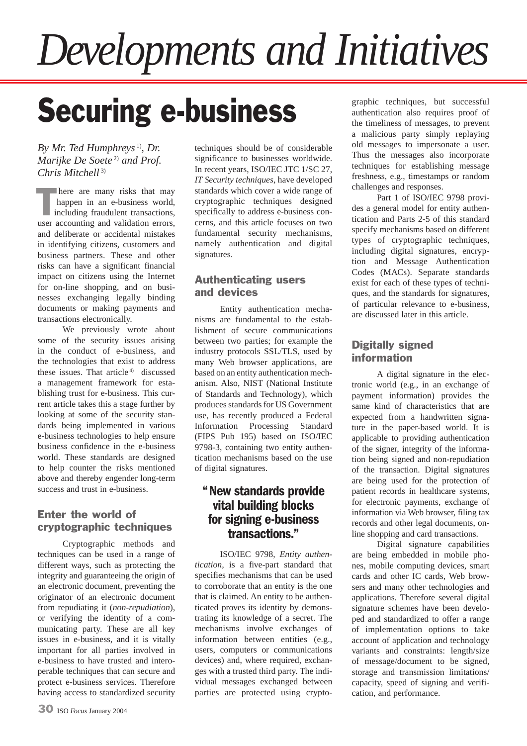# Developments and Initiatives

## Securing e-business

*By Mr. Ted Humphreys* [1)]*, Dr. Marijke De Soete* [2)] *and Prof. Chris Mitchell* [3)]

There are many risks that may happen in an e-business world, including fraudulent transactions, user accounting and validation errors, and deliberate or accidental mistakes in identifying citizens, customers and business partners. These and other risks can have a significant financial impact on citizens using the Internet for on-line shopping, and on businesses exchanging legally binding documents or making payments and transactions electronically.

We previously wrote about some of the security issues arising in the conduct of e-business, and the technologies that exist to address these issues. That article [4)] discussed a management framework for establishing trust for e-business. This current article takes this a stage further by looking at some of the security standards being implemented in various e-business technologies to help ensure business confidence in the e-business world. These standards are designed to help counter the risks mentioned above and thereby engender long-term success and trust in e-business.

### Enter the world of cryptographic techniques

Cryptographic methods and techniques can be used in a range of different ways, such as protecting the integrity and guaranteeing the origin of an electronic document, preventing the originator of an electronic document from repudiating it (*non-repudiation*), or verifying the identity of a communicating party. These are all key issues in e-business, and it is vitally important for all parties involved in e-business to have trusted and interoperable techniques that can secure and protect e-business services. Therefore having access to standardized security techniques should be of considerable significance to businesses worldwide. In recent years, ISO/IEC JTC 1/SC 27, *IT Security techniques*, have developed standards which cover a wide range of cryptographic techniques designed specifically to address e-business concerns, and this article focuses on two fundamental security mechanisms, namely authentication and digital signatures.

### Authenticating users and devices

Entity authentication mechanisms are fundamental to the establishment of secure communications between two parties; for example the industry protocols SSL/TLS, used by many Web browser applications, are based on an entity authentication mechanism. Also, NIST (National Institute of Standards and Technology), which produces standards for US Government use, has recently produced a Federal Information Processing Standard (FIPS Pub 195) based on ISO/IEC 9798-3, containing two entity authentication mechanisms based on the use of digital signatures.

> **"New standards provide vital building blocks for signing e-business transactions."**

ISO/IEC 9798, *Entity authentication*, is a five-part standard that specifies mechanisms that can be used to corroborate that an entity is the one that is claimed. An entity to be authenticated proves its identity by demonstrating its knowledge of a secret. The mechanisms involve exchanges of information between entities (e.g., users, computers or communications devices) and, where required, exchanges with a trusted third party. The individual messages exchanged between parties are protected using cryptographic techniques, but successful authentication also requires proof of the timeliness of messages, to prevent a malicious party simply replaying old messages to impersonate a user. Thus the messages also incorporate techniques for establishing message freshness, e.g., timestamps or random challenges and responses.

Part 1 of ISO/IEC 9798 provides a general model for entity authentication and Parts 2-5 of this standard specify mechanisms based on different types of cryptographic techniques, including digital signatures, encryption and Message Authentication Codes (MACs). Separate standards exist for each of these types of techniques, and the standards for signatures, of particular relevance to e-business, are discussed later in this article.

### Digitally signed information

A digital signature in the electronic world (e.g., in an exchange of payment information) provides the same kind of characteristics that are expected from a handwritten signature in the paper-based world. It is applicable to providing authentication of the signer, integrity of the information being signed and non-repudiation of the transaction. Digital signatures are being used for the protection of patient records in healthcare systems, for electronic payments, exchange of information via Web browser, filing tax records and other legal documents, on-line shopping and card transactions.

Digital signature capabilities are being embedded in mobile phones, mobile computing devices, smart cards and other IC cards, Web browsers and many other technologies and applications. Therefore several digital signature schemes have been developed and standardized to offer a range of implementation options to take account of application and technology variants and constraints: length/size of message/document to be signed, storage and transmission limitations/capacity, speed of signing and verification, and performance.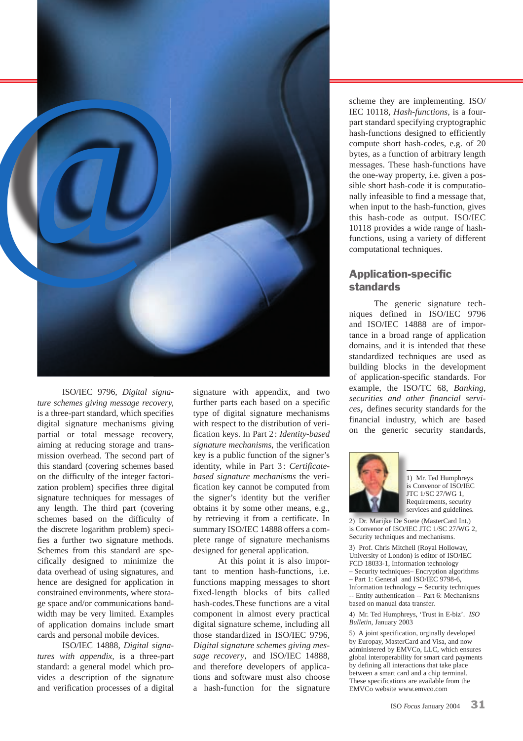ISO/IEC 9796, *Digital signature schemes giving message recovery*, is a three-part standard, which specifies digital signature mechanisms giving partial or total message recovery, aiming at reducing storage and transmission overhead. The second part of this standard (covering schemes based on the difficulty of the integer factorization problem) specifies three digital signature techniques for messages of any length. The third part (covering schemes based on the difficulty of the discrete logarithm problem) specifies a further two signature methods. Schemes from this standard are specifically designed to minimize the data overhead of using signatures, and hence are designed for application in constrained environments, where storage space and/or communications bandwidth may be very limited. Examples of application domains include smart cards and personal mobile devices.

ISO/IEC 14888, *Digital signatures with appendix*, is a three-part standard: a general model which provides a description of the signature and verification processes of a digital signature with appendix, and two further parts each based on a specific type of digital signature mechanisms with respect to the distribution of verification keys. In Part 2: *Identity-based signature mechanisms*, the verification key is a public function of the signer's identity, while in Part 3: *Certificate-based signature mechanisms* the verification key cannot be computed from the signer's identity but the verifier obtains it by some other means, e.g., by retrieving it from a certificate. In summary ISO/IEC 14888 offers a complete range of signature mechanisms designed for general application.

At this point it is also important to mention hash-functions, i.e. functions mapping messages to short fixed-length blocks of bits called hash-codes.These functions are a vital component in almost every practical digital signature scheme, including all those standardized in ISO/IEC 9796, *Digital signature schemes giving message recovery*, and ISO/IEC 14888, and therefore developers of applications and software must also choose a hash-function for the signature scheme they are implementing. ISO/IEC 10118, *Hash-functions*, is a four-part standard specifying cryptographic hash-functions designed to efficiently compute short hash-codes, e.g. of 20 bytes, as a function of arbitrary length messages. These hash-functions have the one-way property, i.e. given a possible short hash-code it is computationally infeasible to find a message that, when input to the hash-function, gives this hash-code as output. ISO/IEC 10118 provides a wide range of hash-functions, using a variety of different computational techniques.

## Application-specific standards

The generic signature techniques defined in ISO/IEC 9796 and ISO/IEC 14888 are of importance in a broad range of application domains, and it is intended that these standardized techniques are used as building blocks in the development of application-specific standards. For example, the ISO/TC 68, *Banking, securities and other financial services*, defines security standards for the financial industry, which are based on the generic security standards,

---

1) Mr. Ted Humphreys is Convenor of ISO/IEC JTC 1/SC 27/WG 1, Requirements, security services and guidelines.

2) Dr. Marijke De Soete (MasterCard Int.) is Convenor of ISO/IEC JTC 1/SC 27/WG 2, Security techniques and mechanisms.

3) Prof. Chris Mitchell (Royal Holloway, University of London) is editor of ISO/IEC FCD 18033-1, Information technology – Security techniques– Encryption algorithms – Part 1: General and ISO/IEC 9798-6, Information technology -- Security techniques -- Entity authentication -- Part 6: Mechanisms based on manual data transfer.

4) Mr. Ted Humphreys, 'Trust in E-biz'. *ISO Bulletin*, January 2003

5) A joint specification, orginally developed by Europay, MasterCard and Visa, and now administered by EMVCo, LLC, which ensures global interoperability for smart card payments by defining all interactions that take place between a smart card and a chip terminal. These specifications are available from the EMVCo website www.emvco.com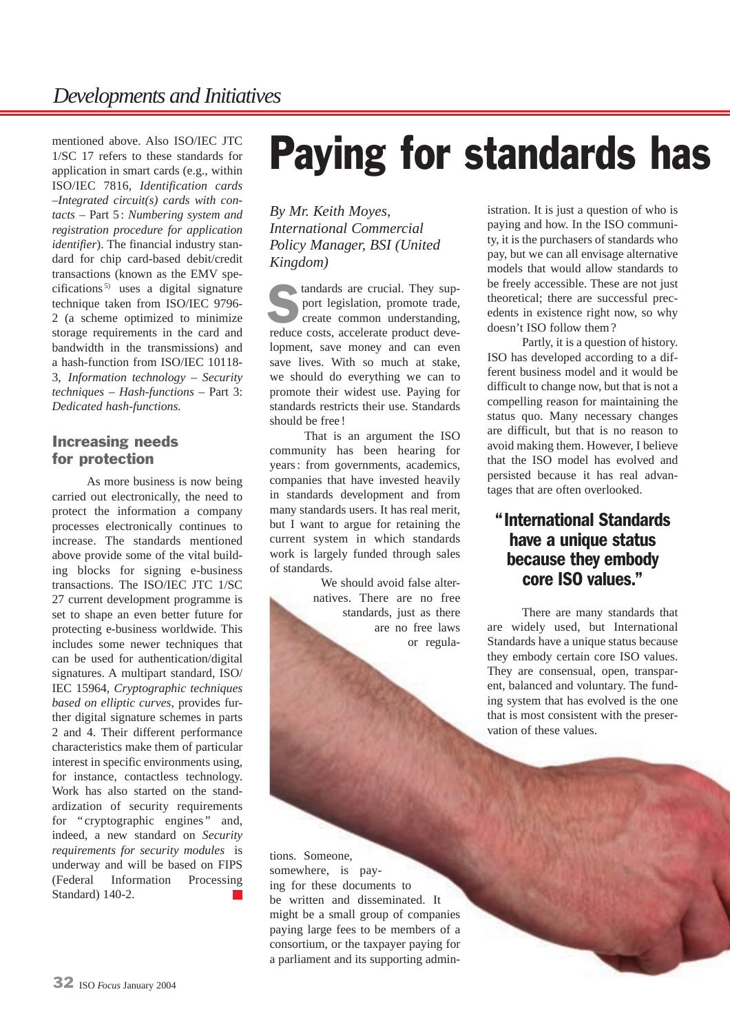mentioned above. Also ISO/IEC JTC 1/SC 17 refers to these standards for application in smart cards (e.g., within ISO/IEC 7816, *Identification cards –Integrated circuit(s) cards with contacts* – Part 5: *Numbering system and registration procedure for application identifier*). The financial industry standard for chip card-based debit/credit transactions (known as the EMV specifications[5]) uses a digital signature technique taken from ISO/IEC 9796-2 (a scheme optimized to minimize storage requirements in the card and bandwidth in the transmissions) and a hash-function from ISO/IEC 10118-3, *Information technology – Security techniques – Hash-functions* – Part 3: *Dedicated hash-functions.*

## Increasing needs for protection

As more business is now being carried out electronically, the need to protect the information a company processes electronically continues to increase. The standards mentioned above provide some of the vital building blocks for signing e-business transactions. The ISO/IEC JTC 1/SC 27 current development programme is set to shape an even better future for protecting e-business worldwide. This includes some newer techniques that can be used for authentication/digital signatures. A multipart standard, ISO/IEC 15964, *Cryptographic techniques based on elliptic curves,* provides further digital signature schemes in parts 2 and 4. Their different performance characteristics make them of particular interest in specific environments using, for instance, contactless technology. Work has also started on the standardization of security requirements for "cryptographic engines" and, indeed, a new standard on *Security requirements for security modules* is underway and will be based on FIPS (Federal Information Processing Standard) 140-2.

# Paying for standards has

*By Mr. Keith Moyes, International Commercial Policy Manager, BSI (United Kingdom)*

Standards are crucial. They support legislation, promote trade, create common understanding, reduce costs, accelerate product development, save money and can even save lives. With so much at stake, we should do everything we can to promote their widest use. Paying for standards restricts their use. Standards should be free!

That is an argument the ISO community has been hearing for years: from governments, academics, companies that have invested heavily in standards development and from many standards users. It has real merit, but I want to argue for retaining the current system in which standards work is largely funded through sales of standards.

We should avoid false alternatives. There are no free standards, just as there are no free laws or regulations. Someone, somewhere, is paying for these documents to be written and disseminated. It might be a small group of companies paying large fees to be members of a consortium, or the taxpayer paying for a parliament and its supporting administration. It is just a question of who is paying and how. In the ISO community, it is the purchasers of standards who pay, but we can all envisage alternative models that would allow standards to be freely accessible. These are not just theoretical; there are successful precedents in existence right now, so why doesn't ISO follow them?

Partly, it is a question of history. ISO has developed according to a different business model and it would be difficult to change now, but that is not a compelling reason for maintaining the status quo. Many necessary changes are difficult, but that is no reason to avoid making them. However, I believe that the ISO model has evolved and persisted because it has real advantages that are often overlooked.

**"International Standards have a unique status because they embody core ISO values."**

There are many standards that are widely used, but International Standards have a unique status because they embody certain core ISO values. They are consensual, open, transparent, balanced and voluntary. The funding system that has evolved is the one that is most consistent with the preservation of these values.